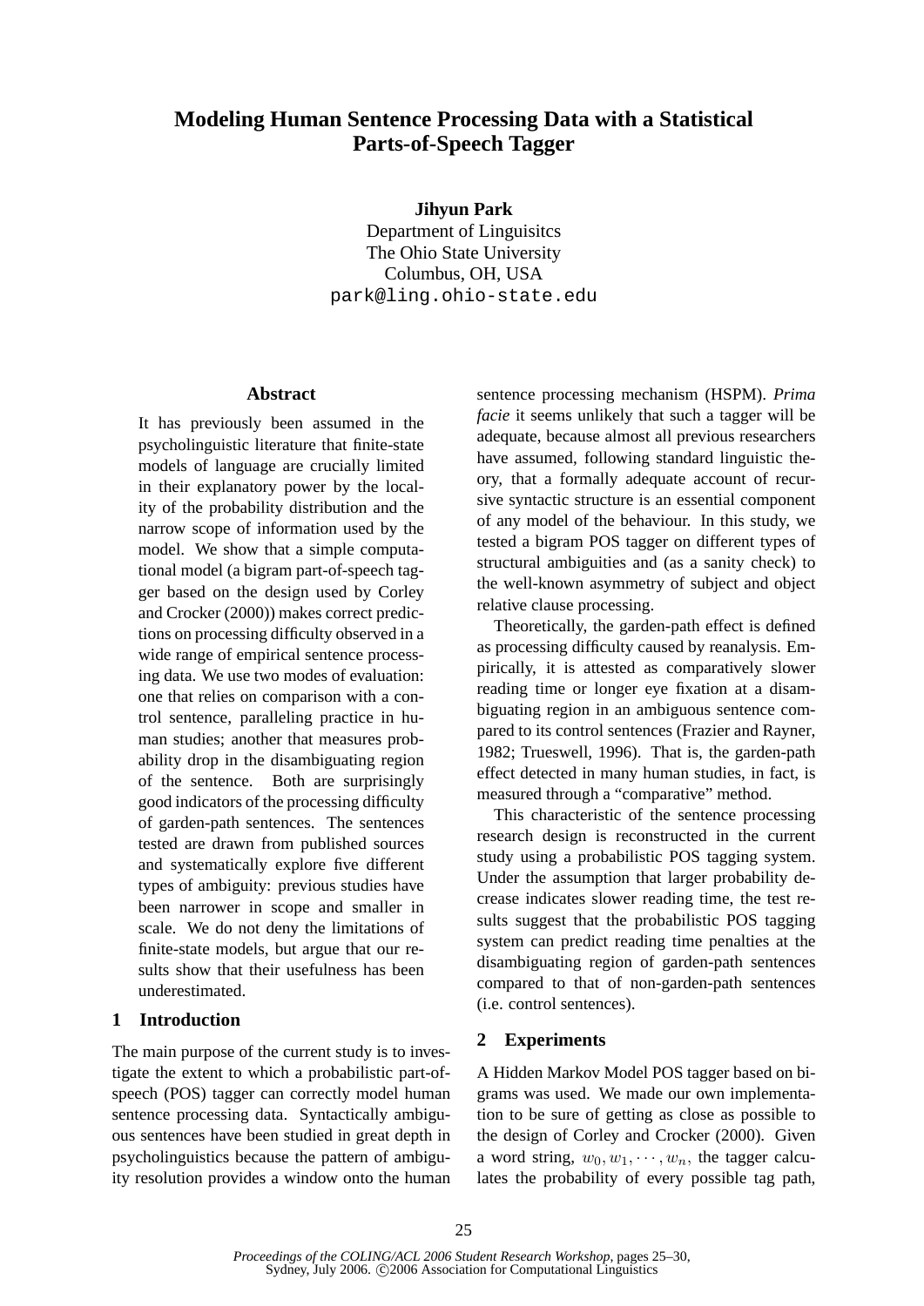# Modeling Human Sentence Processing Data with a Statistical Parts-of-Speech Tagger

**Jihyun Park**
Department of Linguisitcs
The Ohio State University
Columbus, OH, USA
park@ling.ohio-state.edu

## Abstract

It has previously been assumed in the psycholinguistic literature that finite-state models of language are crucially limited in their explanatory power by the locality of the probability distribution and the narrow scope of information used by the model. We show that a simple computational model (a bigram part-of-speech tagger based on the design used by Corley and Crocker (2000)) makes correct predictions on processing difficulty observed in a wide range of empirical sentence processing data. We use two modes of evaluation: one that relies on comparison with a control sentence, paralleling practice in human studies; another that measures probability drop in the disambiguating region of the sentence. Both are surprisingly good indicators of the processing difficulty of garden-path sentences. The sentences tested are drawn from published sources and systematically explore five different types of ambiguity: previous studies have been narrower in scope and smaller in scale. We do not deny the limitations of finite-state models, but argue that our results show that their usefulness has been underestimated.

## 1 Introduction

The main purpose of the current study is to investigate the extent to which a probabilistic part-of-speech (POS) tagger can correctly model human sentence processing data. Syntactically ambiguous sentences have been studied in great depth in psycholinguistics because the pattern of ambiguity resolution provides a window onto the human sentence processing mechanism (HSPM). *Prima facie* it seems unlikely that such a tagger will be adequate, because almost all previous researchers have assumed, following standard linguistic theory, that a formally adequate account of recursive syntactic structure is an essential component of any model of the behaviour. In this study, we tested a bigram POS tagger on different types of structural ambiguities and (as a sanity check) to the well-known asymmetry of subject and object relative clause processing.

Theoretically, the garden-path effect is defined as processing difficulty caused by reanalysis. Empirically, it is attested as comparatively slower reading time or longer eye fixation at a disambiguating region in an ambiguous sentence compared to its control sentences (Frazier and Rayner, 1982; Trueswell, 1996). That is, the garden-path effect detected in many human studies, in fact, is measured through a "comparative" method.

This characteristic of the sentence processing research design is reconstructed in the current study using a probabilistic POS tagging system. Under the assumption that larger probability decrease indicates slower reading time, the test results suggest that the probabilistic POS tagging system can predict reading time penalties at the disambiguating region of garden-path sentences compared to that of non-garden-path sentences (i.e. control sentences).

## 2 Experiments

A Hidden Markov Model POS tagger based on bigrams was used. We made our own implementation to be sure of getting as close as possible to the design of Corley and Crocker (2000). Given a word string, $w_0, w_1, \cdots, w_n$, the tagger calculates the probability of every possible tag path,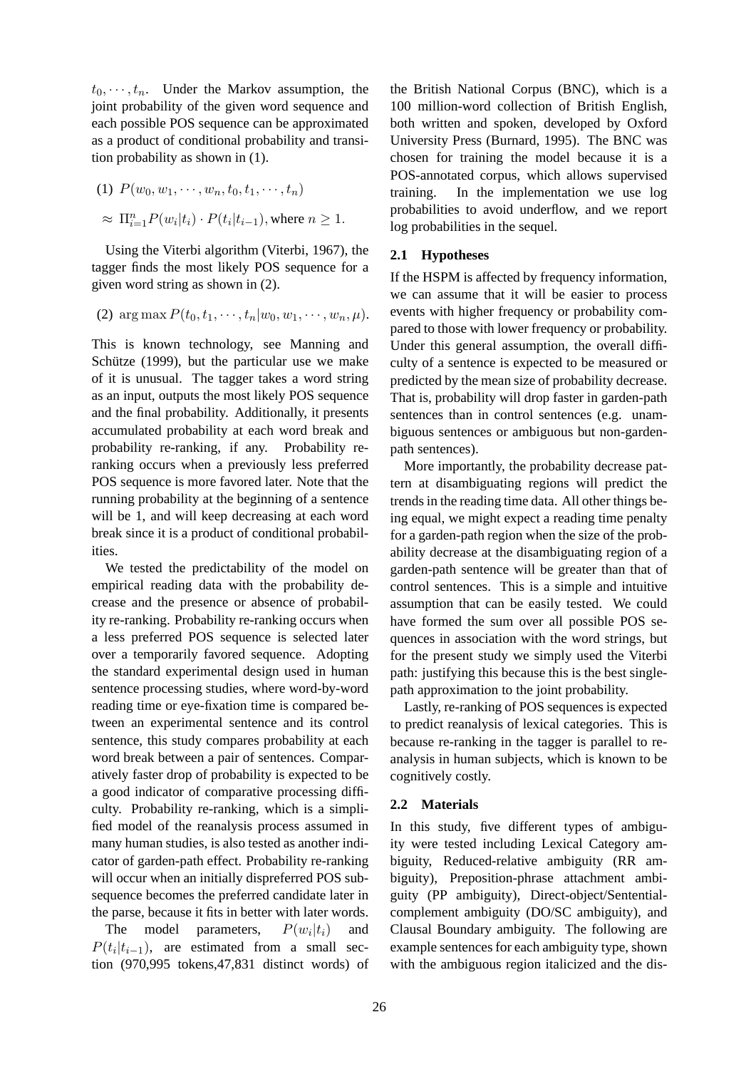$t_0, \cdots, t_n$. Under the Markov assumption, the joint probability of the given word sequence and each possible POS sequence can be approximated as a product of conditional probability and transition probability as shown in (1).

(1) $P(w_0, w_1, \cdots, w_n, t_0, t_1, \cdots, t_n)$

$\approx \Pi_{i=1}^{n} P(w_i|t_i) \cdot P(t_i|t_{i-1})$, where $n \geq 1$.

Using the Viterbi algorithm (Viterbi, 1967), the tagger finds the most likely POS sequence for a given word string as shown in (2).

(2) $\arg\max P(t_0, t_1, \cdots, t_n | w_0, w_1, \cdots, w_n, \mu)$.

This is known technology, see Manning and Schütze (1999), but the particular use we make of it is unusual. The tagger takes a word string as an input, outputs the most likely POS sequence and the final probability. Additionally, it presents accumulated probability at each word break and probability re-ranking, if any. Probability re-ranking occurs when a previously less preferred POS sequence is more favored later. Note that the running probability at the beginning of a sentence will be 1, and will keep decreasing at each word break since it is a product of conditional probabilities.

We tested the predictability of the model on empirical reading data with the probability decrease and the presence or absence of probability re-ranking. Probability re-ranking occurs when a less preferred POS sequence is selected later over a temporarily favored sequence. Adopting the standard experimental design used in human sentence processing studies, where word-by-word reading time or eye-fixation time is compared between an experimental sentence and its control sentence, this study compares probability at each word break between a pair of sentences. Comparatively faster drop of probability is expected to be a good indicator of comparative processing difficulty. Probability re-ranking, which is a simplified model of the reanalysis process assumed in many human studies, is also tested as another indicator of garden-path effect. Probability re-ranking will occur when an initially dispreferred POS subsequence becomes the preferred candidate later in the parse, because it fits in better with later words.

The model parameters, $P(w_i|t_i)$ and $P(t_i|t_{i-1})$, are estimated from a small section (970,995 tokens,47,831 distinct words) of the British National Corpus (BNC), which is a 100 million-word collection of British English, both written and spoken, developed by Oxford University Press (Burnard, 1995). The BNC was chosen for training the model because it is a POS-annotated corpus, which allows supervised training. In the implementation we use log probabilities to avoid underflow, and we report log probabilities in the sequel.

## 2.1 Hypotheses

If the HSPM is affected by frequency information, we can assume that it will be easier to process events with higher frequency or probability compared to those with lower frequency or probability. Under this general assumption, the overall difficulty of a sentence is expected to be measured or predicted by the mean size of probability decrease. That is, probability will drop faster in garden-path sentences than in control sentences (e.g. unambiguous sentences or ambiguous but non-garden-path sentences).

More importantly, the probability decrease pattern at disambiguating regions will predict the trends in the reading time data. All other things being equal, we might expect a reading time penalty for a garden-path region when the size of the probability decrease at the disambiguating region of a garden-path sentence will be greater than that of control sentences. This is a simple and intuitive assumption that can be easily tested. We could have formed the sum over all possible POS sequences in association with the word strings, but for the present study we simply used the Viterbi path: justifying this because this is the best single-path approximation to the joint probability.

Lastly, re-ranking of POS sequences is expected to predict reanalysis of lexical categories. This is because re-ranking in the tagger is parallel to reanalysis in human subjects, which is known to be cognitively costly.

## 2.2 Materials

In this study, five different types of ambiguity were tested including Lexical Category ambiguity, Reduced-relative ambiguity (RR ambiguity), Preposition-phrase attachment ambiguity (PP ambiguity), Direct-object/Sentential-complement ambiguity (DO/SC ambiguity), and Clausal Boundary ambiguity. The following are example sentences for each ambiguity type, shown with the ambiguous region italicized and the dis-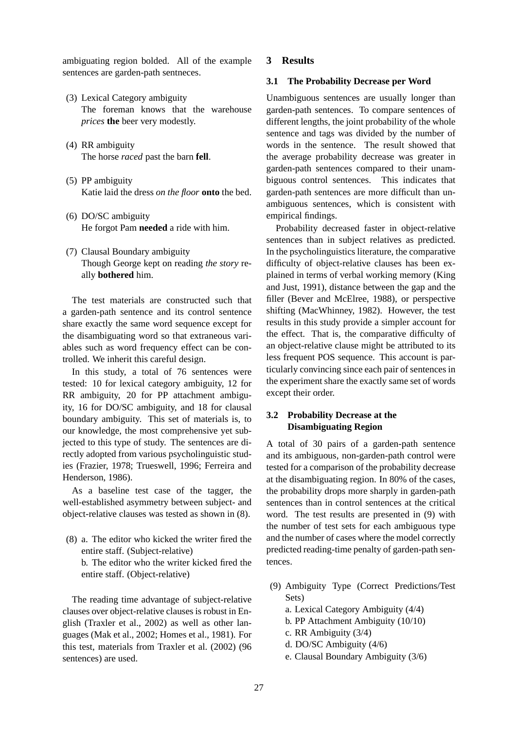ambiguating region bolded. All of the example sentences are garden-path sentneces.

(3) Lexical Category ambiguity
The foreman knows that the warehouse *prices* **the** beer very modestly.

(4) RR ambiguity
The horse *raced* past the barn **fell**.

(5) PP ambiguity
Katie laid the dress *on the floor* **onto** the bed.

(6) DO/SC ambiguity
He forgot Pam **needed** a ride with him.

(7) Clausal Boundary ambiguity
Though George kept on reading *the story* really **bothered** him.

The test materials are constructed such that a garden-path sentence and its control sentence share exactly the same word sequence except for the disambiguating word so that extraneous variables such as word frequency effect can be controlled. We inherit this careful design.

In this study, a total of 76 sentences were tested: 10 for lexical category ambiguity, 12 for RR ambiguity, 20 for PP attachment ambiguity, 16 for DO/SC ambiguity, and 18 for clausal boundary ambiguity. This set of materials is, to our knowledge, the most comprehensive yet subjected to this type of study. The sentences are directly adopted from various psycholinguistic studies (Frazier, 1978; Trueswell, 1996; Ferreira and Henderson, 1986).

As a baseline test case of the tagger, the well-established asymmetry between subject- and object-relative clauses was tested as shown in (8).

(8) a. The editor who kicked the writer fired the entire staff. (Subject-relative)
b. The editor who the writer kicked fired the entire staff. (Object-relative)

The reading time advantage of subject-relative clauses over object-relative clauses is robust in English (Traxler et al., 2002) as well as other languages (Mak et al., 2002; Homes et al., 1981). For this test, materials from Traxler et al. (2002) (96 sentences) are used.

## 3 Results

### 3.1 The Probability Decrease per Word

Unambiguous sentences are usually longer than garden-path sentences. To compare sentences of different lengths, the joint probability of the whole sentence and tags was divided by the number of words in the sentence. The result showed that the average probability decrease was greater in garden-path sentences compared to their unambiguous control sentences. This indicates that garden-path sentences are more difficult than unambiguous sentences, which is consistent with empirical findings.

Probability decreased faster in object-relative sentences than in subject relatives as predicted. In the psycholinguistics literature, the comparative difficulty of object-relative clauses has been explained in terms of verbal working memory (King and Just, 1991), distance between the gap and the filler (Bever and McElree, 1988), or perspective shifting (MacWhinney, 1982). However, the test results in this study provide a simpler account for the effect. That is, the comparative difficulty of an object-relative clause might be attributed to its less frequent POS sequence. This account is particularly convincing since each pair of sentences in the experiment share the exactly same set of words except their order.

### 3.2 Probability Decrease at the Disambiguating Region

A total of 30 pairs of a garden-path sentence and its ambiguous, non-garden-path control were tested for a comparison of the probability decrease at the disambiguating region. In 80% of the cases, the probability drops more sharply in garden-path sentences than in control sentences at the critical word. The test results are presented in (9) with the number of test sets for each ambiguous type and the number of cases where the model correctly predicted reading-time penalty of garden-path sentences.

(9) Ambiguity Type (Correct Predictions/Test Sets)
a. Lexical Category Ambiguity (4/4)
b. PP Attachment Ambiguity (10/10)
c. RR Ambiguity (3/4)
d. DO/SC Ambiguity (4/6)
e. Clausal Boundary Ambiguity (3/6)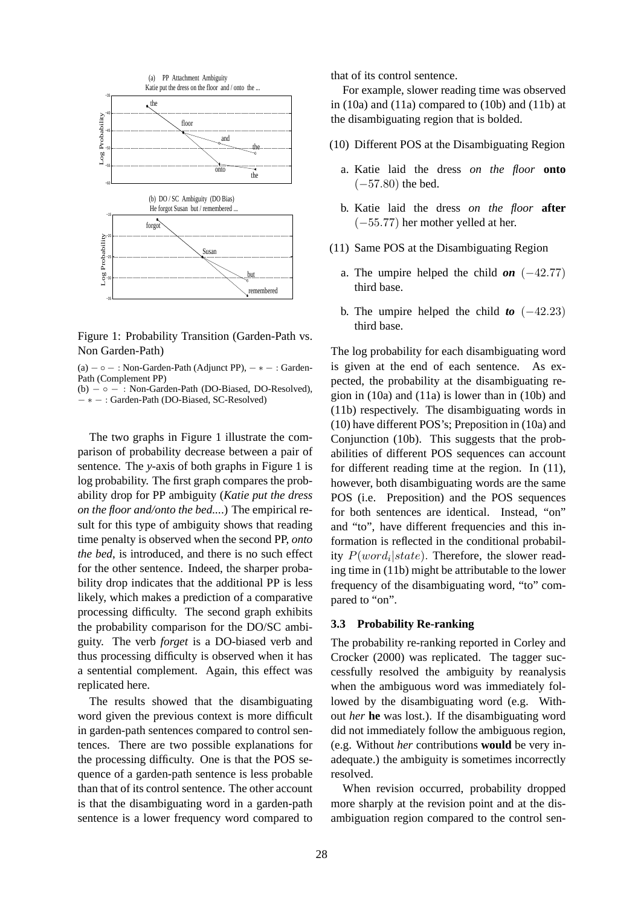Figure 1: Probability Transition (Garden-Path vs. Non Garden-Path)

(a) $- \circ -$ : Non-Garden-Path (Adjunct PP), $- * -$ : Garden-Path (Complement PP)
(b) $- \circ -$ : Non-Garden-Path (DO-Biased, DO-Resolved), $- * -$ : Garden-Path (DO-Biased, SC-Resolved)

The two graphs in Figure 1 illustrate the comparison of probability decrease between a pair of sentence. The *y*-axis of both graphs in Figure 1 is log probability. The first graph compares the probability drop for PP ambiguity (*Katie put the dress on the floor and/onto the bed....*) The empirical result for this type of ambiguity shows that reading time penalty is observed when the second PP, *onto the bed*, is introduced, and there is no such effect for the other sentence. Indeed, the sharper probability drop indicates that the additional PP is less likely, which makes a prediction of a comparative processing difficulty. The second graph exhibits the probability comparison for the DO/SC ambiguity. The verb *forget* is a DO-biased verb and thus processing difficulty is observed when it has a sentential complement. Again, this effect was replicated here.

The results showed that the disambiguating word given the previous context is more difficult in garden-path sentences compared to control sentences. There are two possible explanations for the processing difficulty. One is that the POS sequence of a garden-path sentence is less probable than that of its control sentence. The other account is that the disambiguating word in a garden-path sentence is a lower frequency word compared to that of its control sentence.

For example, slower reading time was observed in (10a) and (11a) compared to (10b) and (11b) at the disambiguating region that is bolded.

(10) Different POS at the Disambiguating Region

a. Katie laid the dress *on the floor* **onto** $(-57.80)$ the bed.

b. Katie laid the dress *on the floor* **after** $(-55.77)$ her mother yelled at her.

(11) Same POS at the Disambiguating Region

a. The umpire helped the child ***on*** $(-42.77)$ third base.

b. The umpire helped the child ***to*** $(-42.23)$ third base.

The log probability for each disambiguating word is given at the end of each sentence. As expected, the probability at the disambiguating region in (10a) and (11a) is lower than in (10b) and (11b) respectively. The disambiguating words in (10) have different POS's; Preposition in (10a) and Conjunction (10b). This suggests that the probabilities of different POS sequences can account for different reading time at the region. In (11), however, both disambiguating words are the same POS (i.e. Preposition) and the POS sequences for both sentences are identical. Instead, "on" and "to", have different frequencies and this information is reflected in the conditional probability $P(word_i|state)$. Therefore, the slower reading time in (11b) might be attributable to the lower frequency of the disambiguating word, "to" compared to "on".

### 3.3 Probability Re-ranking

The probability re-ranking reported in Corley and Crocker (2000) was replicated. The tagger successfully resolved the ambiguity by reanalysis when the ambiguous word was immediately followed by the disambiguating word (e.g. Without *her* **he** was lost.). If the disambiguating word did not immediately follow the ambiguous region, (e.g. Without *her* contributions **would** be very inadequate.) the ambiguity is sometimes incorrectly resolved.

When revision occurred, probability dropped more sharply at the revision point and at the disambiguation region compared to the control sen-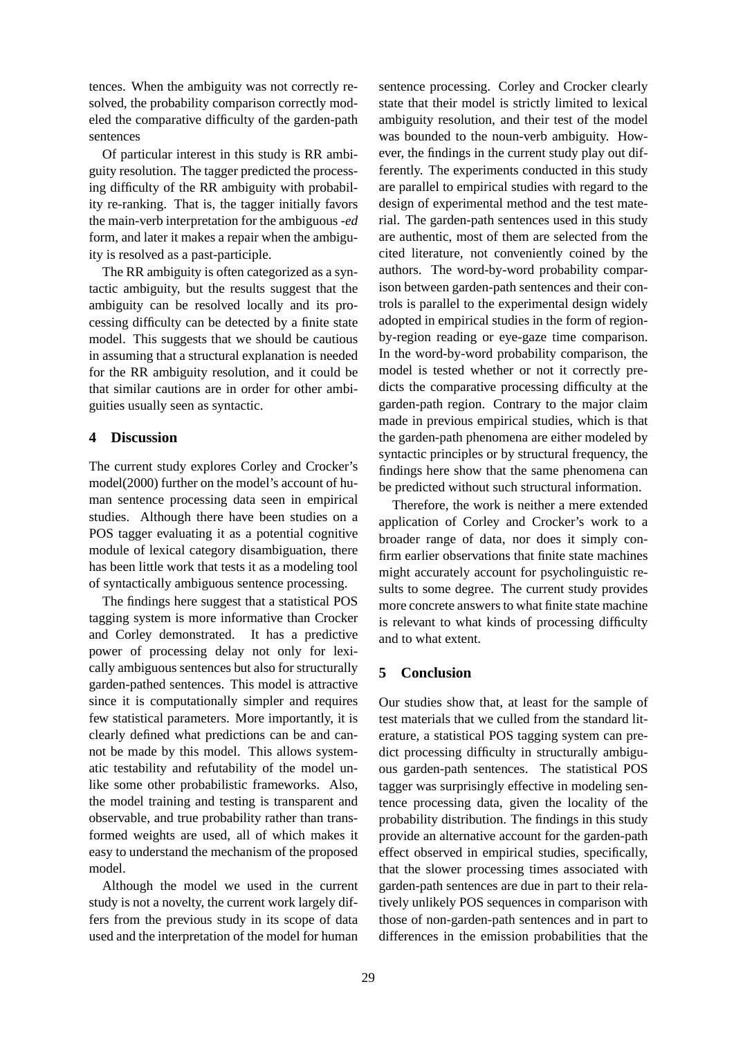tences. When the ambiguity was not correctly resolved, the probability comparison correctly modeled the comparative difficulty of the garden-path sentences

Of particular interest in this study is RR ambiguity resolution. The tagger predicted the processing difficulty of the RR ambiguity with probability re-ranking. That is, the tagger initially favors the main-verb interpretation for the ambiguous *-ed* form, and later it makes a repair when the ambiguity is resolved as a past-participle.

The RR ambiguity is often categorized as a syntactic ambiguity, but the results suggest that the ambiguity can be resolved locally and its processing difficulty can be detected by a finite state model. This suggests that we should be cautious in assuming that a structural explanation is needed for the RR ambiguity resolution, and it could be that similar cautions are in order for other ambiguities usually seen as syntactic.

## 4 Discussion

The current study explores Corley and Crocker's model(2000) further on the model's account of human sentence processing data seen in empirical studies. Although there have been studies on a POS tagger evaluating it as a potential cognitive module of lexical category disambiguation, there has been little work that tests it as a modeling tool of syntactically ambiguous sentence processing.

The findings here suggest that a statistical POS tagging system is more informative than Crocker and Corley demonstrated. It has a predictive power of processing delay not only for lexically ambiguous sentences but also for structurally garden-pathed sentences. This model is attractive since it is computationally simpler and requires few statistical parameters. More importantly, it is clearly defined what predictions can be and cannot be made by this model. This allows systematic testability and refutability of the model unlike some other probabilistic frameworks. Also, the model training and testing is transparent and observable, and true probability rather than transformed weights are used, all of which makes it easy to understand the mechanism of the proposed model.

Although the model we used in the current study is not a novelty, the current work largely differs from the previous study in its scope of data used and the interpretation of the model for human sentence processing. Corley and Crocker clearly state that their model is strictly limited to lexical ambiguity resolution, and their test of the model was bounded to the noun-verb ambiguity. However, the findings in the current study play out differently. The experiments conducted in this study are parallel to empirical studies with regard to the design of experimental method and the test material. The garden-path sentences used in this study are authentic, most of them are selected from the cited literature, not conveniently coined by the authors. The word-by-word probability comparison between garden-path sentences and their controls is parallel to the experimental design widely adopted in empirical studies in the form of region-by-region reading or eye-gaze time comparison. In the word-by-word probability comparison, the model is tested whether or not it correctly predicts the comparative processing difficulty at the garden-path region. Contrary to the major claim made in previous empirical studies, which is that the garden-path phenomena are either modeled by syntactic principles or by structural frequency, the findings here show that the same phenomena can be predicted without such structural information.

Therefore, the work is neither a mere extended application of Corley and Crocker's work to a broader range of data, nor does it simply confirm earlier observations that finite state machines might accurately account for psycholinguistic results to some degree. The current study provides more concrete answers to what finite state machine is relevant to what kinds of processing difficulty and to what extent.

## 5 Conclusion

Our studies show that, at least for the sample of test materials that we culled from the standard literature, a statistical POS tagging system can predict processing difficulty in structurally ambiguous garden-path sentences. The statistical POS tagger was surprisingly effective in modeling sentence processing data, given the locality of the probability distribution. The findings in this study provide an alternative account for the garden-path effect observed in empirical studies, specifically, that the slower processing times associated with garden-path sentences are due in part to their relatively unlikely POS sequences in comparison with those of non-garden-path sentences and in part to differences in the emission probabilities that the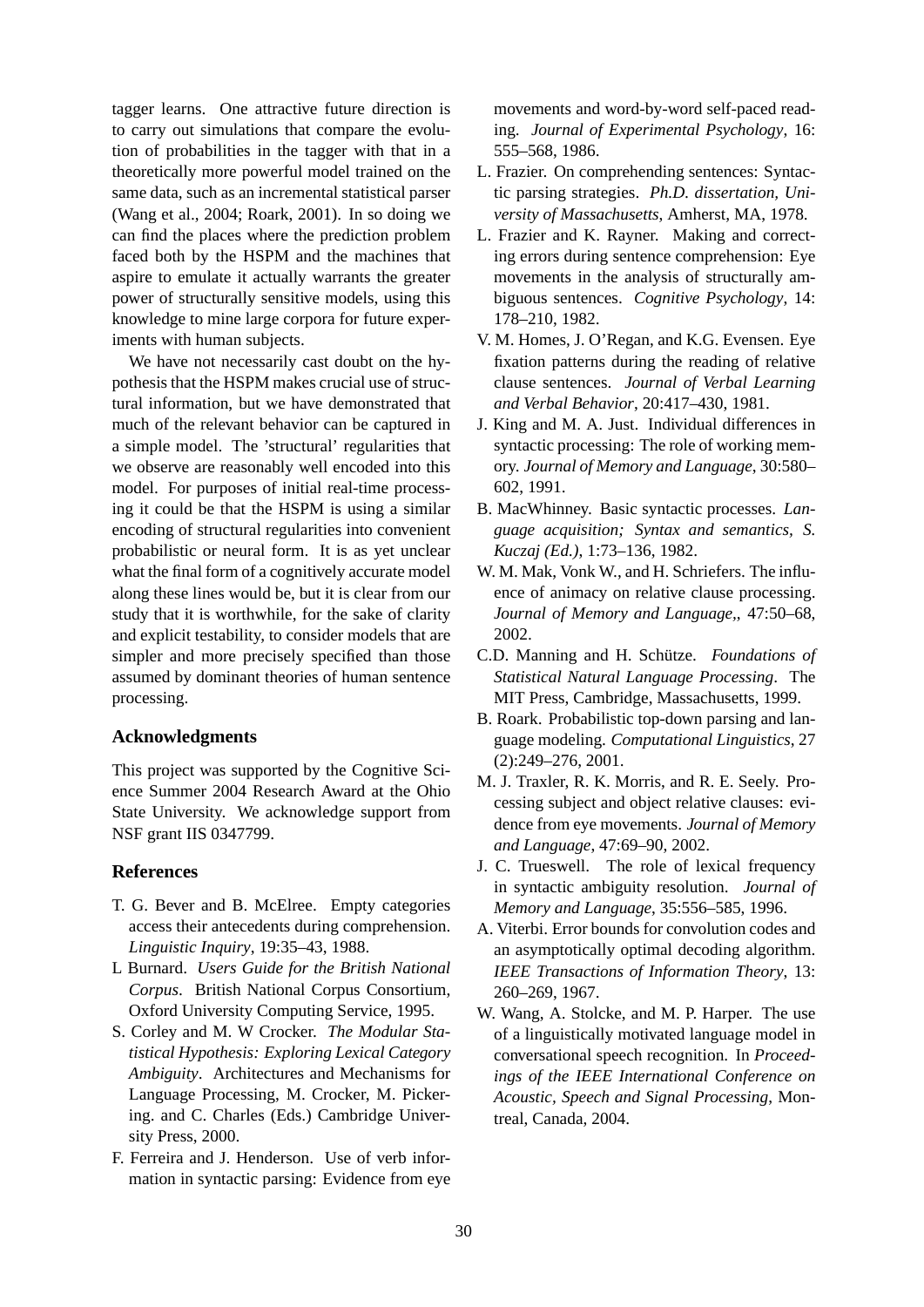tagger learns. One attractive future direction is to carry out simulations that compare the evolution of probabilities in the tagger with that in a theoretically more powerful model trained on the same data, such as an incremental statistical parser (Wang et al., 2004; Roark, 2001). In so doing we can find the places where the prediction problem faced both by the HSPM and the machines that aspire to emulate it actually warrants the greater power of structurally sensitive models, using this knowledge to mine large corpora for future experiments with human subjects.

We have not necessarily cast doubt on the hypothesis that the HSPM makes crucial use of structural information, but we have demonstrated that much of the relevant behavior can be captured in a simple model. The 'structural' regularities that we observe are reasonably well encoded into this model. For purposes of initial real-time processing it could be that the HSPM is using a similar encoding of structural regularities into convenient probabilistic or neural form. It is as yet unclear what the final form of a cognitively accurate model along these lines would be, but it is clear from our study that it is worthwhile, for the sake of clarity and explicit testability, to consider models that are simpler and more precisely specified than those assumed by dominant theories of human sentence processing.

## Acknowledgments

This project was supported by the Cognitive Science Summer 2004 Research Award at the Ohio State University. We acknowledge support from NSF grant IIS 0347799.

## References

T. G. Bever and B. McElree. Empty categories access their antecedents during comprehension. *Linguistic Inquiry*, 19:35–43, 1988.

L Burnard. *Users Guide for the British National Corpus*. British National Corpus Consortium, Oxford University Computing Service, 1995.

S. Corley and M. W Crocker. *The Modular Statistical Hypothesis: Exploring Lexical Category Ambiguity*. Architectures and Mechanisms for Language Processing, M. Crocker, M. Pickering. and C. Charles (Eds.) Cambridge University Press, 2000.

F. Ferreira and J. Henderson. Use of verb information in syntactic parsing: Evidence from eye movements and word-by-word self-paced reading. *Journal of Experimental Psychology*, 16: 555–568, 1986.

L. Frazier. On comprehending sentences: Syntactic parsing strategies. *Ph.D. dissertation, University of Massachusetts*, Amherst, MA, 1978.

L. Frazier and K. Rayner. Making and correcting errors during sentence comprehension: Eye movements in the analysis of structurally ambiguous sentences. *Cognitive Psychology*, 14: 178–210, 1982.

V. M. Homes, J. O'Regan, and K.G. Evensen. Eye fixation patterns during the reading of relative clause sentences. *Journal of Verbal Learning and Verbal Behavior*, 20:417–430, 1981.

J. King and M. A. Just. Individual differences in syntactic processing: The role of working memory. *Journal of Memory and Language*, 30:580–602, 1991.

B. MacWhinney. Basic syntactic processes. *Language acquisition; Syntax and semantics, S. Kuczaj (Ed.)*, 1:73–136, 1982.

W. M. Mak, Vonk W., and H. Schriefers. The influence of animacy on relative clause processing. *Journal of Memory and Language,*, 47:50–68, 2002.

C.D. Manning and H. Schütze. *Foundations of Statistical Natural Language Processing*. The MIT Press, Cambridge, Massachusetts, 1999.

B. Roark. Probabilistic top-down parsing and language modeling. *Computational Linguistics*, 27 (2):249–276, 2001.

M. J. Traxler, R. K. Morris, and R. E. Seely. Processing subject and object relative clauses: evidence from eye movements. *Journal of Memory and Language*, 47:69–90, 2002.

J. C. Trueswell. The role of lexical frequency in syntactic ambiguity resolution. *Journal of Memory and Language*, 35:556–585, 1996.

A. Viterbi. Error bounds for convolution codes and an asymptotically optimal decoding algorithm. *IEEE Transactions of Information Theory*, 13: 260–269, 1967.

W. Wang, A. Stolcke, and M. P. Harper. The use of a linguistically motivated language model in conversational speech recognition. In *Proceedings of the IEEE International Conference on Acoustic, Speech and Signal Processing*, Montreal, Canada, 2004.